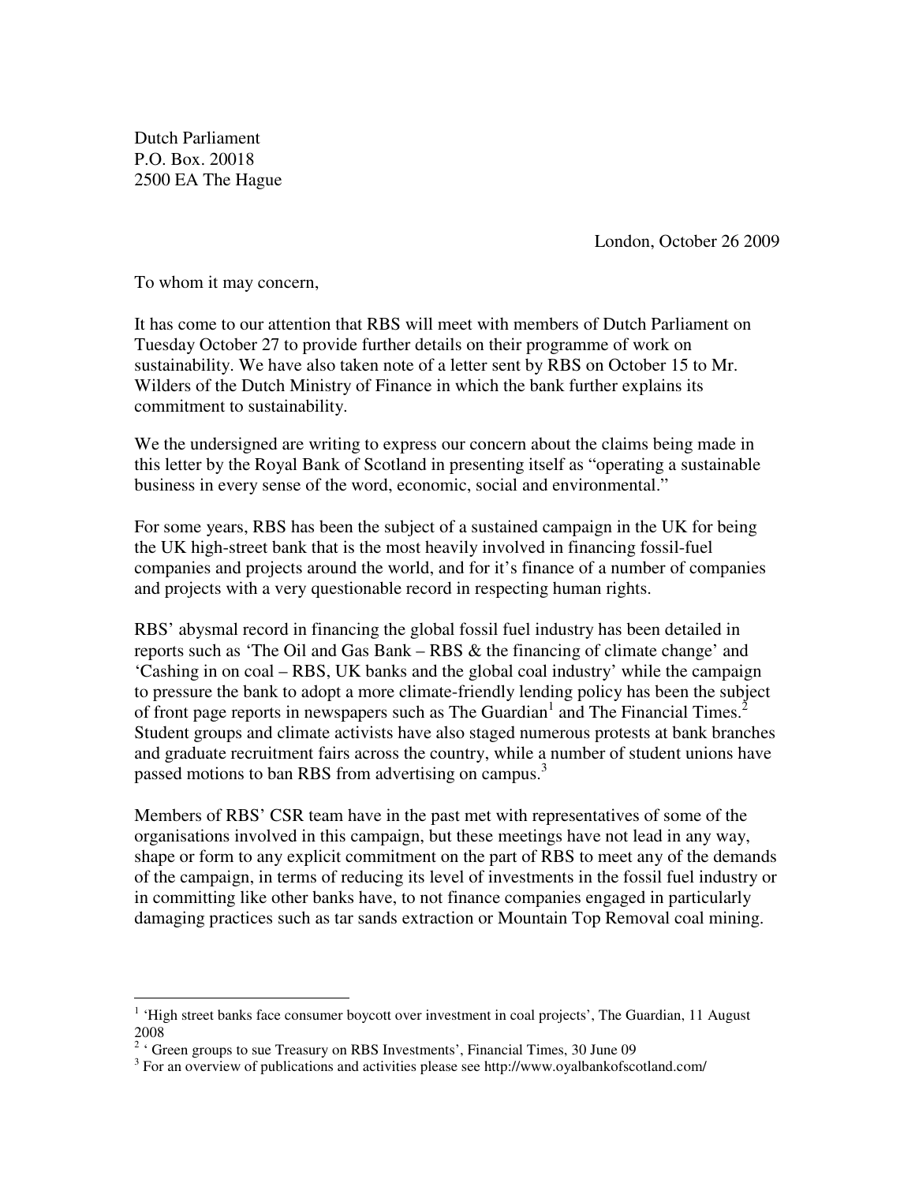Dutch Parliament
P.O. Box. 20018
2500 EA The Hague

London, October 26 2009

To whom it may concern,

It has come to our attention that RBS will meet with members of Dutch Parliament on Tuesday October 27 to provide further details on their programme of work on sustainability. We have also taken note of a letter sent by RBS on October 15 to Mr. Wilders of the Dutch Ministry of Finance in which the bank further explains its commitment to sustainability.

We the undersigned are writing to express our concern about the claims being made in this letter by the Royal Bank of Scotland in presenting itself as "operating a sustainable business in every sense of the word, economic, social and environmental."

For some years, RBS has been the subject of a sustained campaign in the UK for being the UK high-street bank that is the most heavily involved in financing fossil-fuel companies and projects around the world, and for it's finance of a number of companies and projects with a very questionable record in respecting human rights.

RBS' abysmal record in financing the global fossil fuel industry has been detailed in reports such as 'The Oil and Gas Bank – RBS & the financing of climate change' and 'Cashing in on coal – RBS, UK banks and the global coal industry' while the campaign to pressure the bank to adopt a more climate-friendly lending policy has been the subject of front page reports in newspapers such as The Guardian[1] and The Financial Times.[2] Student groups and climate activists have also staged numerous protests at bank branches and graduate recruitment fairs across the country, while a number of student unions have passed motions to ban RBS from advertising on campus.[3]

Members of RBS' CSR team have in the past met with representatives of some of the organisations involved in this campaign, but these meetings have not lead in any way, shape or form to any explicit commitment on the part of RBS to meet any of the demands of the campaign, in terms of reducing its level of investments in the fossil fuel industry or in committing like other banks have, to not finance companies engaged in particularly damaging practices such as tar sands extraction or Mountain Top Removal coal mining.

---

[1] 'High street banks face consumer boycott over investment in coal projects', The Guardian, 11 August 2008

[2] ' Green groups to sue Treasury on RBS Investments', Financial Times, 30 June 09

[3] For an overview of publications and activities please see http://www.oyalbankofscotland.com/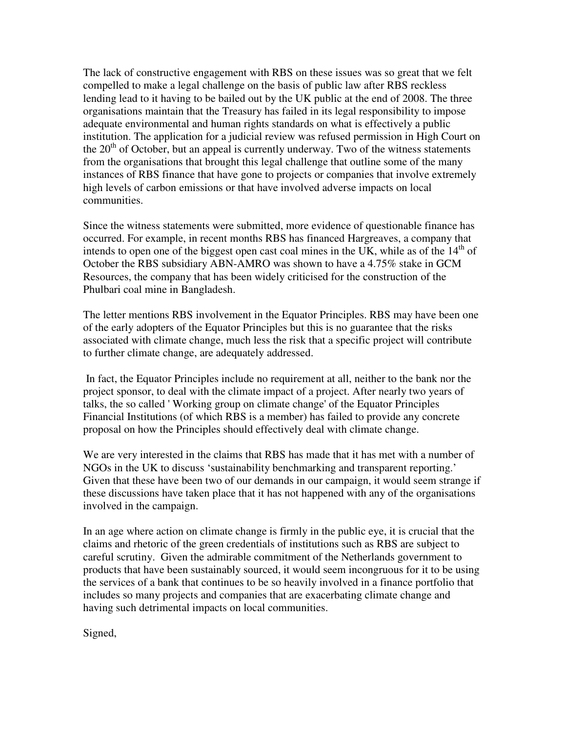The lack of constructive engagement with RBS on these issues was so great that we felt compelled to make a legal challenge on the basis of public law after RBS reckless lending lead to it having to be bailed out by the UK public at the end of 2008. The three organisations maintain that the Treasury has failed in its legal responsibility to impose adequate environmental and human rights standards on what is effectively a public institution. The application for a judicial review was refused permission in High Court on the 20th of October, but an appeal is currently underway. Two of the witness statements from the organisations that brought this legal challenge that outline some of the many instances of RBS finance that have gone to projects or companies that involve extremely high levels of carbon emissions or that have involved adverse impacts on local communities.

Since the witness statements were submitted, more evidence of questionable finance has occurred. For example, in recent months RBS has financed Hargreaves, a company that intends to open one of the biggest open cast coal mines in the UK, while as of the 14th of October the RBS subsidiary ABN-AMRO was shown to have a 4.75% stake in GCM Resources, the company that has been widely criticised for the construction of the Phulbari coal mine in Bangladesh.

The letter mentions RBS involvement in the Equator Principles. RBS may have been one of the early adopters of the Equator Principles but this is no guarantee that the risks associated with climate change, much less the risk that a specific project will contribute to further climate change, are adequately addressed.

In fact, the Equator Principles include no requirement at all, neither to the bank nor the project sponsor, to deal with the climate impact of a project. After nearly two years of talks, the so called ' Working group on climate change' of the Equator Principles Financial Institutions (of which RBS is a member) has failed to provide any concrete proposal on how the Principles should effectively deal with climate change.

We are very interested in the claims that RBS has made that it has met with a number of NGOs in the UK to discuss 'sustainability benchmarking and transparent reporting.' Given that these have been two of our demands in our campaign, it would seem strange if these discussions have taken place that it has not happened with any of the organisations involved in the campaign.

In an age where action on climate change is firmly in the public eye, it is crucial that the claims and rhetoric of the green credentials of institutions such as RBS are subject to careful scrutiny. Given the admirable commitment of the Netherlands government to products that have been sustainably sourced, it would seem incongruous for it to be using the services of a bank that continues to be so heavily involved in a finance portfolio that includes so many projects and companies that are exacerbating climate change and having such detrimental impacts on local communities.

Signed,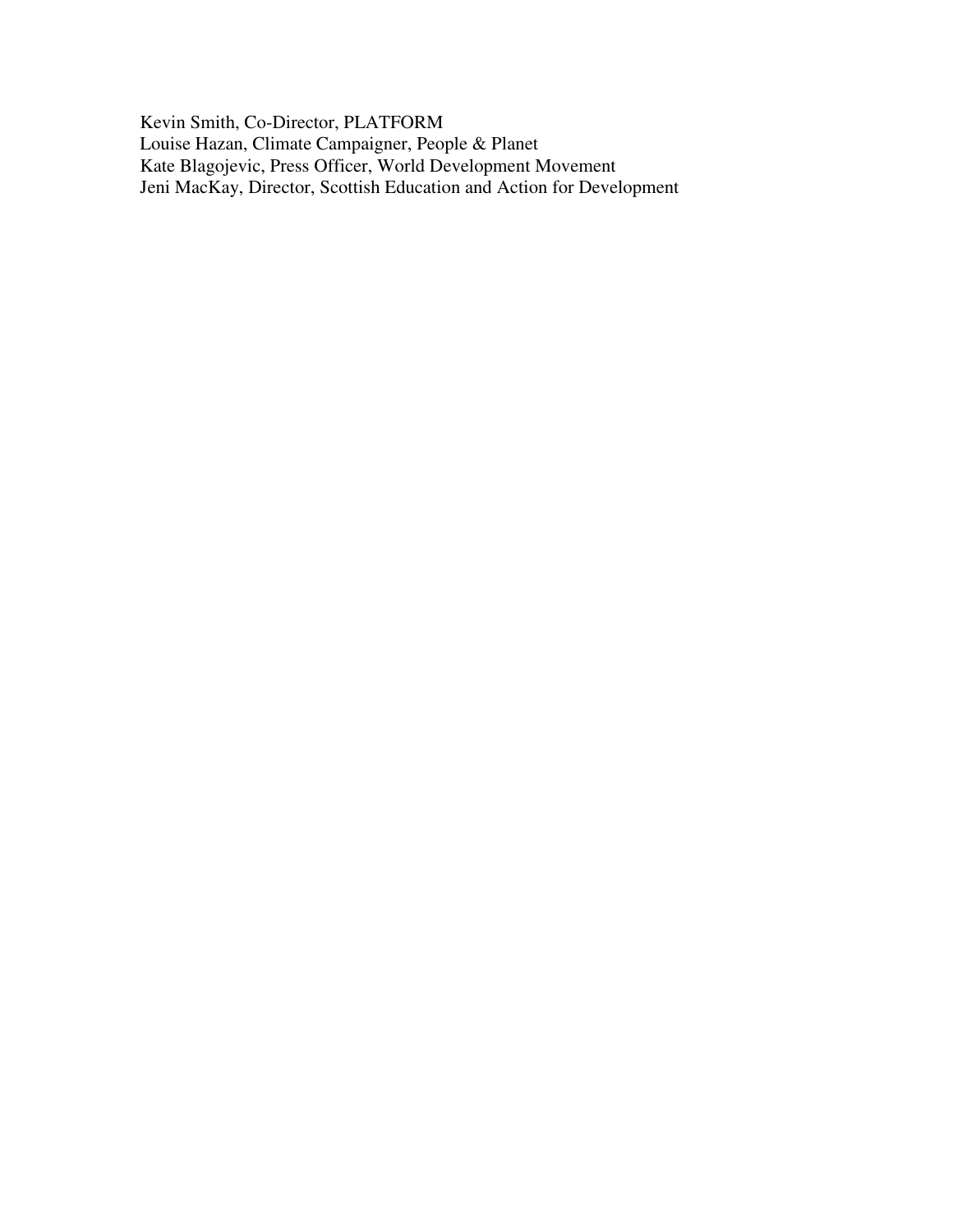Kevin Smith, Co-Director, PLATFORM
Louise Hazan, Climate Campaigner, People & Planet
Kate Blagojevic, Press Officer, World Development Movement
Jeni MacKay, Director, Scottish Education and Action for Development